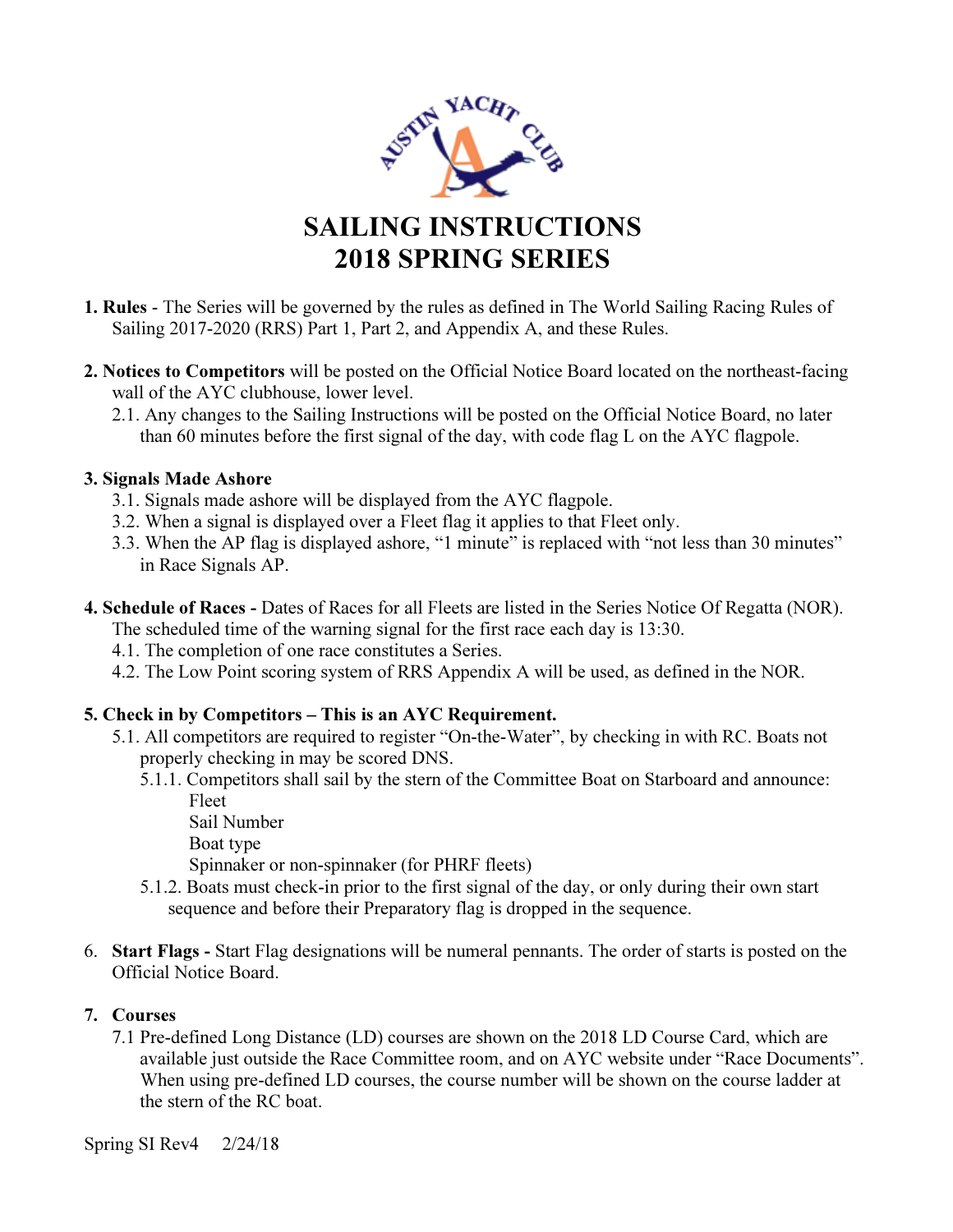# SAILING INSTRUCTIONS 2018 SPRING SERIES

1. **Rules** - The Series will be governed by the rules as defined in The World Sailing Racing Rules of Sailing 2017-2020 (RRS) Part 1, Part 2, and Appendix A, and these Rules.

2. **Notices to Competitors** will be posted on the Official Notice Board located on the northeast-facing wall of the AYC clubhouse, lower level.
   2.1. Any changes to the Sailing Instructions will be posted on the Official Notice Board, no later than 60 minutes before the first signal of the day, with code flag L on the AYC flagpole.

3. **Signals Made Ashore**
   3.1. Signals made ashore will be displayed from the AYC flagpole.
   3.2. When a signal is displayed over a Fleet flag it applies to that Fleet only.
   3.3. When the AP flag is displayed ashore, "1 minute" is replaced with "not less than 30 minutes" in Race Signals AP.

4. **Schedule of Races -** Dates of Races for all Fleets are listed in the Series Notice Of Regatta (NOR). The scheduled time of the warning signal for the first race each day is 13:30.
   4.1. The completion of one race constitutes a Series.
   4.2. The Low Point scoring system of RRS Appendix A will be used, as defined in the NOR.

5. **Check in by Competitors – This is an AYC Requirement.**
   5.1. All competitors are required to register "On-the-Water", by checking in with RC. Boats not properly checking in may be scored DNS.
      5.1.1. Competitors shall sail by the stern of the Committee Boat on Starboard and announce:
         Fleet
         Sail Number
         Boat type
         Spinnaker or non-spinnaker (for PHRF fleets)
      5.1.2. Boats must check-in prior to the first signal of the day, or only during their own start sequence and before their Preparatory flag is dropped in the sequence.

6. **Start Flags -** Start Flag designations will be numeral pennants. The order of starts is posted on the Official Notice Board.

7. **Courses**
   7.1 Pre-defined Long Distance (LD) courses are shown on the 2018 LD Course Card, which are available just outside the Race Committee room, and on AYC website under "Race Documents". When using pre-defined LD courses, the course number will be shown on the course ladder at the stern of the RC boat.

Spring SI Rev4 2/24/18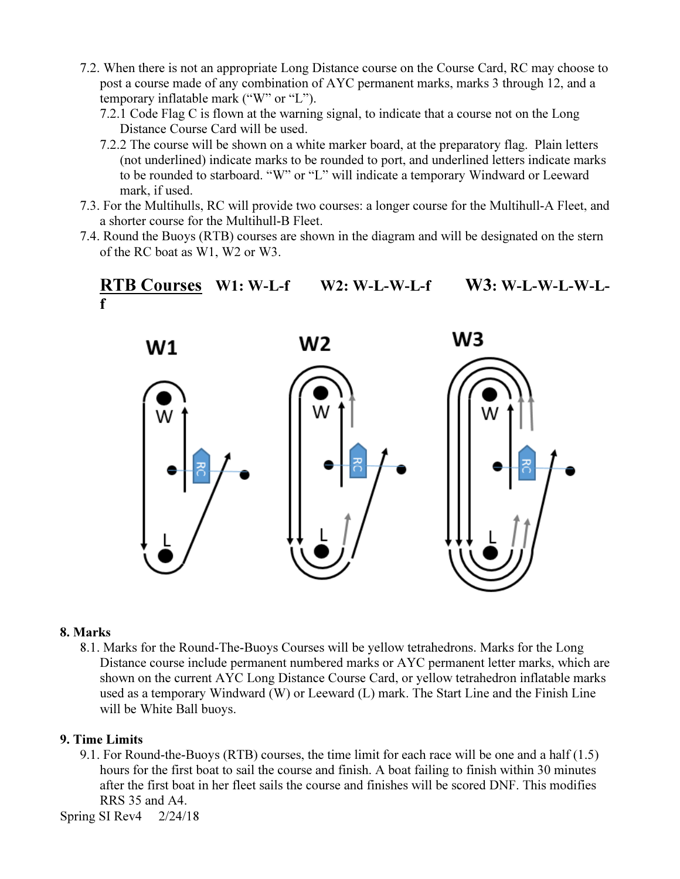7.2. When there is not an appropriate Long Distance course on the Course Card, RC may choose to post a course made of any combination of AYC permanent marks, marks 3 through 12, and a temporary inflatable mark ("W" or "L").

   7.2.1 Code Flag C is flown at the warning signal, to indicate that a course not on the Long Distance Course Card will be used.

   7.2.2 The course will be shown on a white marker board, at the preparatory flag. Plain letters (not underlined) indicate marks to be rounded to port, and underlined letters indicate marks to be rounded to starboard. "W" or "L" will indicate a temporary Windward or Leeward mark, if used.

7.3. For the Multihulls, RC will provide two courses: a longer course for the Multihull-A Fleet, and a shorter course for the Multihull-B Fleet.

7.4. Round the Buoys (RTB) courses are shown in the diagram and will be designated on the stern of the RC boat as W1, W2 or W3.

**<u>RTB Courses</u>** **W1: W-L-f** **W2: W-L-W-L-f** **W3: W-L-W-L-W-L-f**

W1 W2 W3

## 8. Marks

8.1. Marks for the Round-The-Buoys Courses will be yellow tetrahedrons. Marks for the Long Distance course include permanent numbered marks or AYC permanent letter marks, which are shown on the current AYC Long Distance Course Card, or yellow tetrahedron inflatable marks used as a temporary Windward (W) or Leeward (L) mark. The Start Line and the Finish Line will be White Ball buoys.

## 9. Time Limits

9.1. For Round-the-Buoys (RTB) courses, the time limit for each race will be one and a half (1.5) hours for the first boat to sail the course and finish. A boat failing to finish within 30 minutes after the first boat in her fleet sails the course and finishes will be scored DNF. This modifies RRS 35 and A4.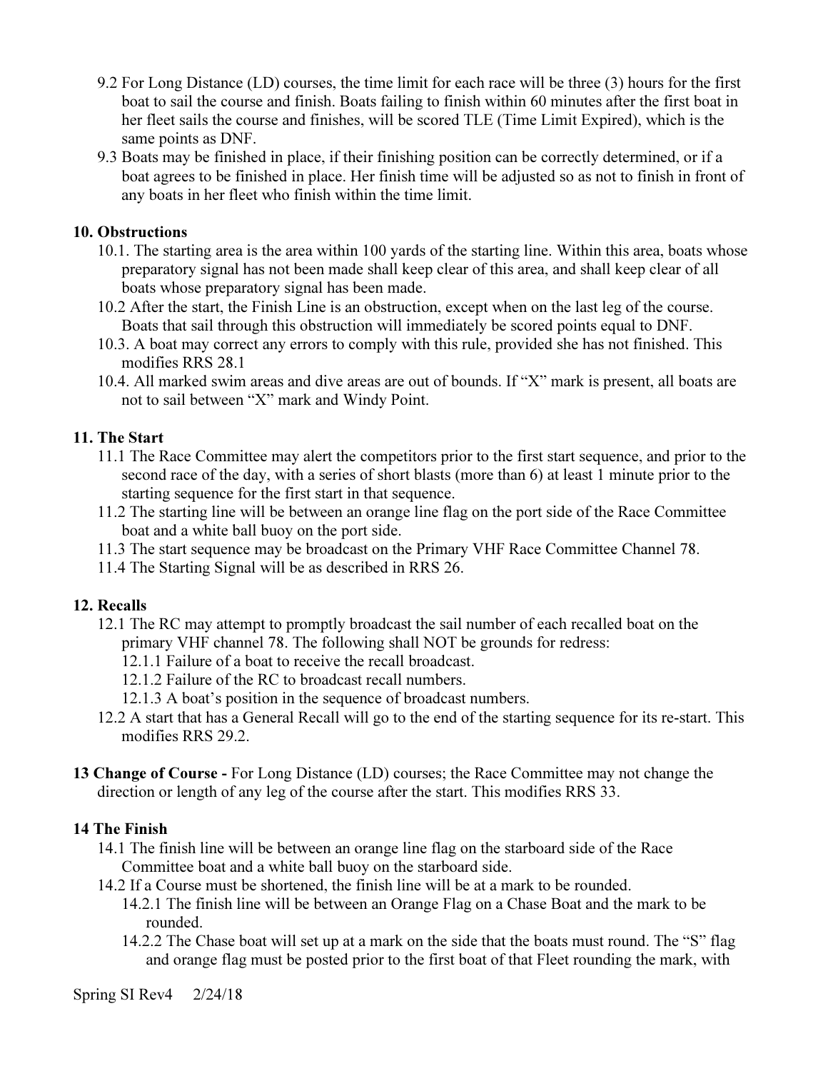9.2 For Long Distance (LD) courses, the time limit for each race will be three (3) hours for the first boat to sail the course and finish. Boats failing to finish within 60 minutes after the first boat in her fleet sails the course and finishes, will be scored TLE (Time Limit Expired), which is the same points as DNF.

9.3 Boats may be finished in place, if their finishing position can be correctly determined, or if a boat agrees to be finished in place. Her finish time will be adjusted so as not to finish in front of any boats in her fleet who finish within the time limit.

**10. Obstructions**

10.1. The starting area is the area within 100 yards of the starting line. Within this area, boats whose preparatory signal has not been made shall keep clear of this area, and shall keep clear of all boats whose preparatory signal has been made.

10.2 After the start, the Finish Line is an obstruction, except when on the last leg of the course. Boats that sail through this obstruction will immediately be scored points equal to DNF.

10.3. A boat may correct any errors to comply with this rule, provided she has not finished. This modifies RRS 28.1

10.4. All marked swim areas and dive areas are out of bounds. If "X" mark is present, all boats are not to sail between "X" mark and Windy Point.

**11. The Start**

11.1 The Race Committee may alert the competitors prior to the first start sequence, and prior to the second race of the day, with a series of short blasts (more than 6) at least 1 minute prior to the starting sequence for the first start in that sequence.

11.2 The starting line will be between an orange line flag on the port side of the Race Committee boat and a white ball buoy on the port side.

11.3 The start sequence may be broadcast on the Primary VHF Race Committee Channel 78.

11.4 The Starting Signal will be as described in RRS 26.

**12. Recalls**

12.1 The RC may attempt to promptly broadcast the sail number of each recalled boat on the primary VHF channel 78. The following shall NOT be grounds for redress:

12.1.1 Failure of a boat to receive the recall broadcast.

12.1.2 Failure of the RC to broadcast recall numbers.

12.1.3 A boat's position in the sequence of broadcast numbers.

12.2 A start that has a General Recall will go to the end of the starting sequence for its re-start. This modifies RRS 29.2.

**13 Change of Course -** For Long Distance (LD) courses; the Race Committee may not change the direction or length of any leg of the course after the start. This modifies RRS 33.

**14 The Finish**

14.1 The finish line will be between an orange line flag on the starboard side of the Race Committee boat and a white ball buoy on the starboard side.

14.2 If a Course must be shortened, the finish line will be at a mark to be rounded.

14.2.1 The finish line will be between an Orange Flag on a Chase Boat and the mark to be rounded.

14.2.2 The Chase boat will set up at a mark on the side that the boats must round. The "S" flag and orange flag must be posted prior to the first boat of that Fleet rounding the mark, with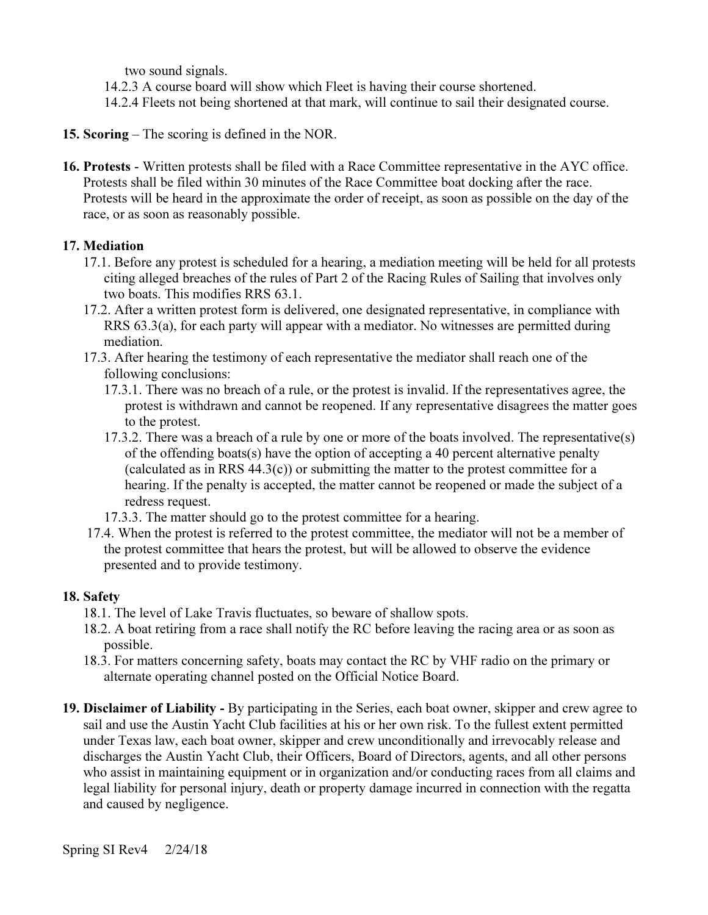two sound signals.

14.2.3 A course board will show which Fleet is having their course shortened.

14.2.4 Fleets not being shortened at that mark, will continue to sail their designated course.

**15. Scoring** – The scoring is defined in the NOR.

**16. Protests** - Written protests shall be filed with a Race Committee representative in the AYC office. Protests shall be filed within 30 minutes of the Race Committee boat docking after the race. Protests will be heard in the approximate the order of receipt, as soon as possible on the day of the race, or as soon as reasonably possible.

**17. Mediation**

17.1. Before any protest is scheduled for a hearing, a mediation meeting will be held for all protests citing alleged breaches of the rules of Part 2 of the Racing Rules of Sailing that involves only two boats. This modifies RRS 63.1.

17.2. After a written protest form is delivered, one designated representative, in compliance with RRS 63.3(a), for each party will appear with a mediator. No witnesses are permitted during mediation.

17.3. After hearing the testimony of each representative the mediator shall reach one of the following conclusions:

17.3.1. There was no breach of a rule, or the protest is invalid. If the representatives agree, the protest is withdrawn and cannot be reopened. If any representative disagrees the matter goes to the protest.

17.3.2. There was a breach of a rule by one or more of the boats involved. The representative(s) of the offending boats(s) have the option of accepting a 40 percent alternative penalty (calculated as in RRS 44.3(c)) or submitting the matter to the protest committee for a hearing. If the penalty is accepted, the matter cannot be reopened or made the subject of a redress request.

17.3.3. The matter should go to the protest committee for a hearing.

17.4. When the protest is referred to the protest committee, the mediator will not be a member of the protest committee that hears the protest, but will be allowed to observe the evidence presented and to provide testimony.

**18. Safety**

18.1. The level of Lake Travis fluctuates, so beware of shallow spots.

18.2. A boat retiring from a race shall notify the RC before leaving the racing area or as soon as possible.

18.3. For matters concerning safety, boats may contact the RC by VHF radio on the primary or alternate operating channel posted on the Official Notice Board.

**19. Disclaimer of Liability -** By participating in the Series, each boat owner, skipper and crew agree to sail and use the Austin Yacht Club facilities at his or her own risk. To the fullest extent permitted under Texas law, each boat owner, skipper and crew unconditionally and irrevocably release and discharges the Austin Yacht Club, their Officers, Board of Directors, agents, and all other persons who assist in maintaining equipment or in organization and/or conducting races from all claims and legal liability for personal injury, death or property damage incurred in connection with the regatta and caused by negligence.

Spring SI Rev4 2/24/18